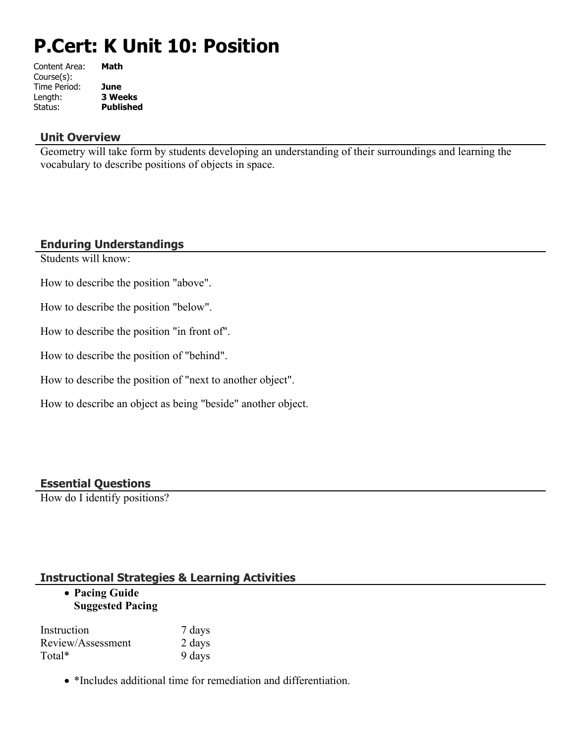# P.Cert: K Unit 10: Position

| | |
|---|---|
| Content Area: | **Math** |
| Course(s): | |
| Time Period: | **June** |
| Length: | **3 Weeks** |
| Status: | **Published** |

## Unit Overview

Geometry will take form by students developing an understanding of their surroundings and learning the vocabulary to describe positions of objects in space.

## Enduring Understandings

Students will know:

How to describe the position "above".

How to describe the position "below".

How to describe the position "in front of".

How to describe the position of "behind".

How to describe the position of "next to another object".

How to describe an object as being "beside" another object.

## Essential Questions

How do I identify positions?

## Instructional Strategies & Learning Activities

- **Pacing Guide**
  **Suggested Pacing**

| | |
|---|---|
| Instruction | 7 days |
| Review/Assessment | 2 days |
| Total* | 9 days |

- *Includes additional time for remediation and differentiation.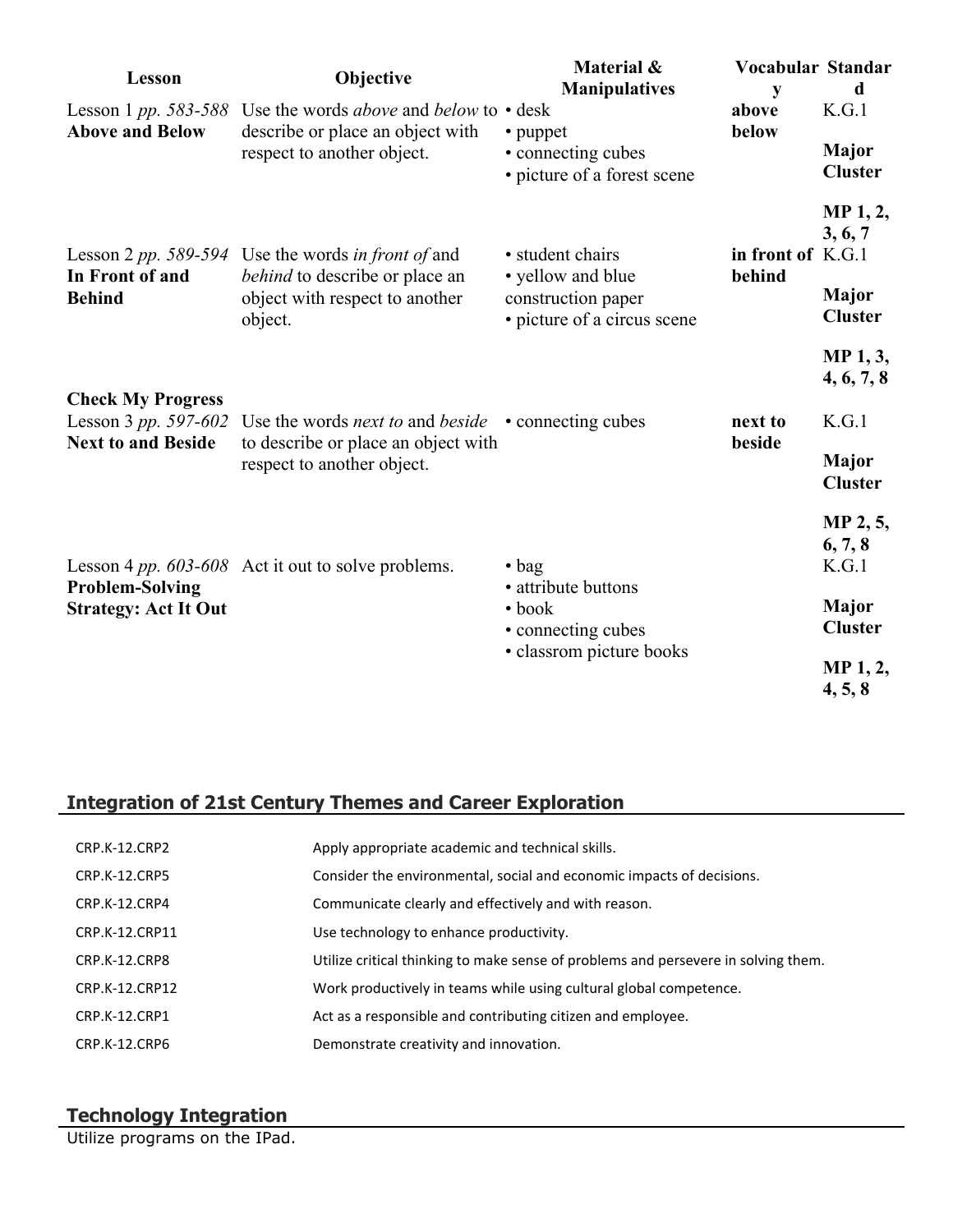| Lesson | Objective | Material & Manipulatives | Vocabulary | Standard |
|---|---|---|---|---|
| Lesson 1 *pp. 583-588* **Above and Below** | Use the words *above* and *below* to describe or place an object with respect to another object. | • desk • puppet • connecting cubes • picture of a forest scene | **above below** | K.G.1 **Major Cluster** **MP 1, 2, 3, 6, 7** |
| Lesson 2 *pp. 589-594* **In Front of and Behind** | Use the words *in front of* and *behind* to describe or place an object with respect to another object. | • student chairs • yellow and blue construction paper • picture of a circus scene | **in front of behind** | K.G.1 **Major Cluster** **MP 1, 3, 4, 6, 7, 8** |
| **Check My Progress** | | | | |
| Lesson 3 *pp. 597-602* **Next to and Beside** | Use the words *next to* and *beside* to describe or place an object with respect to another object. | • connecting cubes | **next to beside** | K.G.1 **Major Cluster** **MP 2, 5, 6, 7, 8** |
| Lesson 4 *pp. 603-608* **Problem-Solving Strategy: Act It Out** | Act it out to solve problems. | • bag • attribute buttons • book • connecting cubes • classrom picture books | | K.G.1 **Major Cluster** **MP 1, 2, 4, 5, 8** |

## Integration of 21st Century Themes and Career Exploration

| | |
|---|---|
| CRP.K-12.CRP2 | Apply appropriate academic and technical skills. |
| CRP.K-12.CRP5 | Consider the environmental, social and economic impacts of decisions. |
| CRP.K-12.CRP4 | Communicate clearly and effectively and with reason. |
| CRP.K-12.CRP11 | Use technology to enhance productivity. |
| CRP.K-12.CRP8 | Utilize critical thinking to make sense of problems and persevere in solving them. |
| CRP.K-12.CRP12 | Work productively in teams while using cultural global competence. |
| CRP.K-12.CRP1 | Act as a responsible and contributing citizen and employee. |
| CRP.K-12.CRP6 | Demonstrate creativity and innovation. |

## Technology Integration

Utilize programs on the IPad.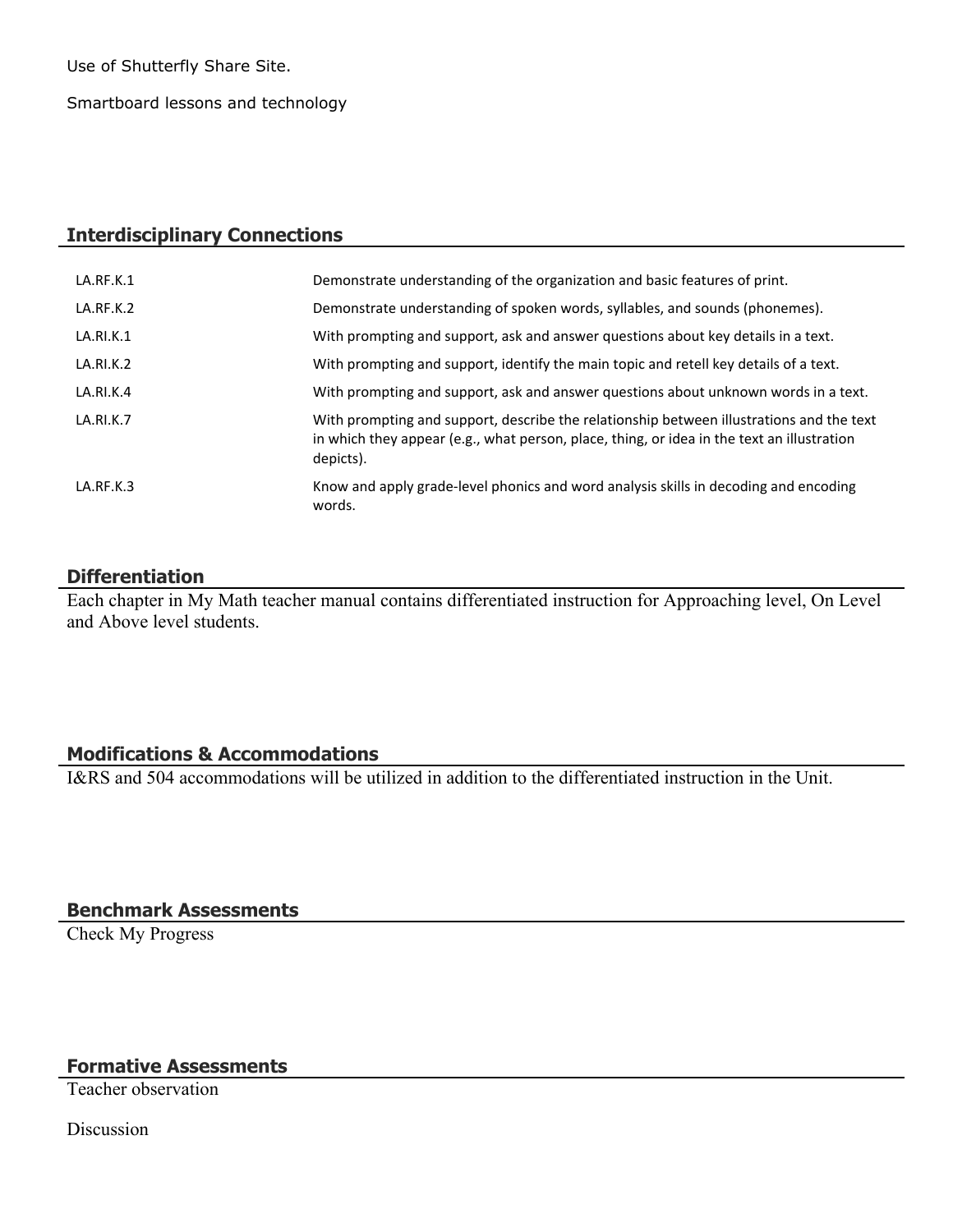Use of Shutterfly Share Site.

Smartboard lessons and technology

## Interdisciplinary Connections

| | |
|---|---|
| LA.RF.K.1 | Demonstrate understanding of the organization and basic features of print. |
| LA.RF.K.2 | Demonstrate understanding of spoken words, syllables, and sounds (phonemes). |
| LA.RI.K.1 | With prompting and support, ask and answer questions about key details in a text. |
| LA.RI.K.2 | With prompting and support, identify the main topic and retell key details of a text. |
| LA.RI.K.4 | With prompting and support, ask and answer questions about unknown words in a text. |
| LA.RI.K.7 | With prompting and support, describe the relationship between illustrations and the text in which they appear (e.g., what person, place, thing, or idea in the text an illustration depicts). |
| LA.RF.K.3 | Know and apply grade-level phonics and word analysis skills in decoding and encoding words. |

## Differentiation

Each chapter in My Math teacher manual contains differentiated instruction for Approaching level, On Level and Above level students.

## Modifications & Accommodations

I&RS and 504 accommodations will be utilized in addition to the differentiated instruction in the Unit.

## Benchmark Assessments

Check My Progress

## Formative Assessments

Teacher observation

Discussion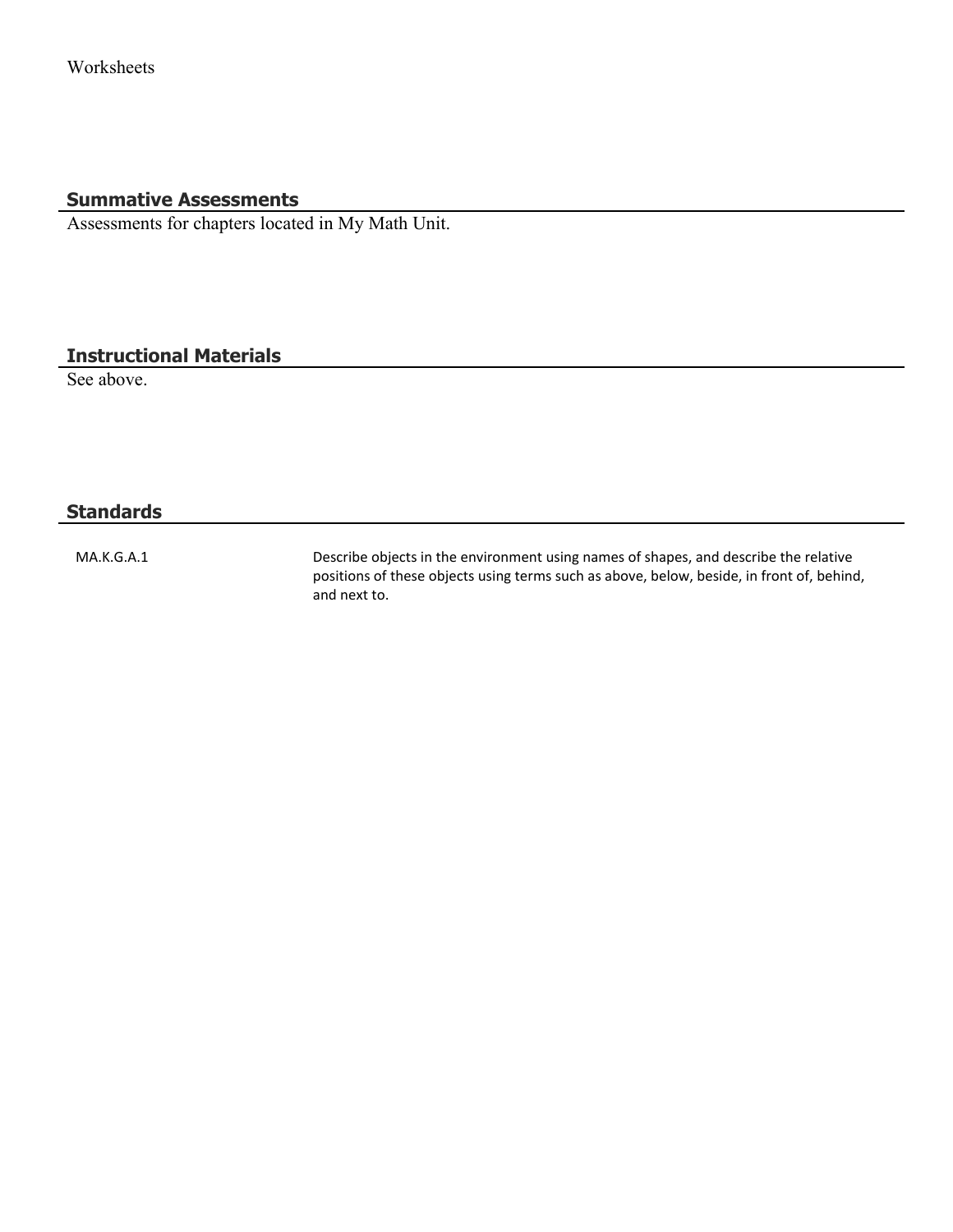Worksheets

## Summative Assessments

Assessments for chapters located in My Math Unit.

## Instructional Materials

See above.

## Standards

| | |
|---|---|
| MA.K.G.A.1 | Describe objects in the environment using names of shapes, and describe the relative positions of these objects using terms such as above, below, beside, in front of, behind, and next to. |